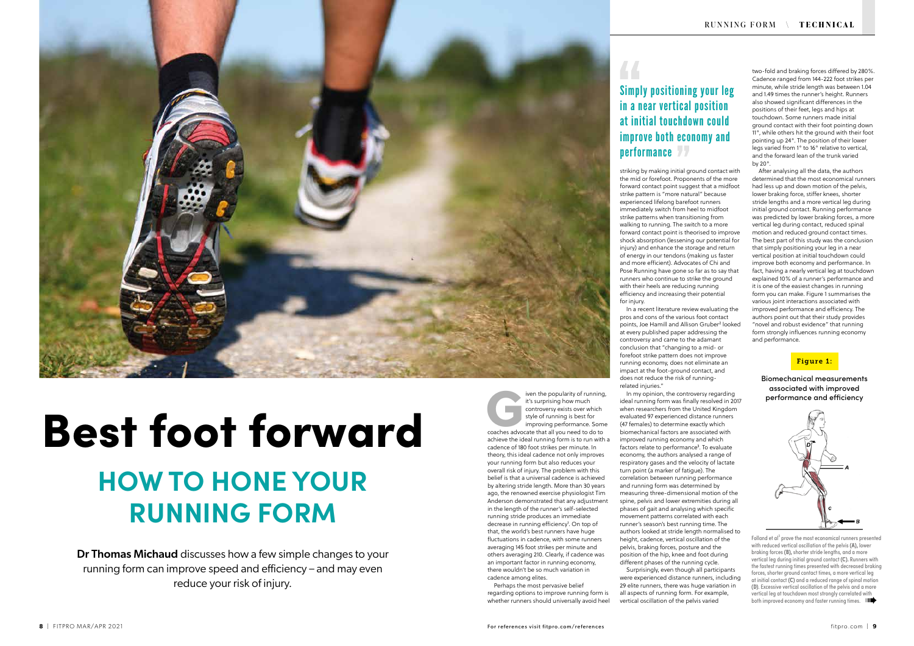# Best foot forward

## HOW TO HONE YOUR RUNNING FORM

**Dr Thomas Michaud** discusses how a few simple changes to your running form can improve speed and efficiency – and may even reduce your risk of injury.

Given the popularity of running, it's surprising how much controversy exists over which style of running is best for improving performance. Some coaches advocate that all you need to do to achieve the ideal running form is to run with a cadence of 180 foot strikes per minute. In theory, this ideal cadence not only improves your running form but also reduces your overall risk of injury. The problem with this belief is that a universal cadence is achieved by altering stride length. More than 30 years ago, the renowned exercise physiologist Tim Anderson demonstrated that any adjustment in the length of the runner's self-selected running stride produces an immediate decrease in running efficiency[1]. On top of that, the world's best runners have huge fluctuations in cadence, with some runners averaging 145 foot strikes per minute and others averaging 210. Clearly, if cadence was an important factor in running economy, there wouldn't be so much variation in cadence among elites.

Perhaps the most pervasive belief regarding options to improve running form is whether runners should universally avoid heel striking by making initial ground contact with the mid or forefoot. Proponents of the more forward contact point suggest that a midfoot strike pattern is "more natural" because experienced lifelong barefoot runners immediately switch from heel to midfoot strike patterns when transitioning from walking to running. The switch to a more forward contact point is theorised to improve shock absorption (lessening our potential for injury) and enhance the storage and return of energy in our tendons (making us faster and more efficient). Advocates of Chi and Pose Running have gone so far as to say that runners who continue to strike the ground with their heels are reducing running efficiency and increasing their potential for injury.

> Simply positioning your leg in a near vertical position at initial touchdown could improve both economy and performance

In a recent literature review evaluating the pros and cons of the various foot contact points, Joe Hamill and Allison Gruber[2] looked at every published paper addressing the controversy and came to the adamant conclusion that "changing to a mid- or forefoot strike pattern does not improve running economy, does not eliminate an impact at the foot-ground contact, and does not reduce the risk of running-related injuries."

In my opinion, the controversy regarding ideal running form was finally resolved in 2017 when researchers from the United Kingdom evaluated 97 experienced distance runners (47 females) to determine exactly which biomechanical factors are associated with improved running economy and which factors relate to performance[3]. To evaluate economy, the authors analysed a range of respiratory gases and the velocity of lactate turn point (a marker of fatigue). The correlation between running performance and running form was determined by measuring three-dimensional motion of the spine, pelvis and lower extremities during all phases of gait and analysing which specific movement patterns correlated with each runner's season's best running time. The authors looked at stride length normalised to height, cadence, vertical oscillation of the pelvis, braking forces, posture and the position of the hip, knee and foot during different phases of the running cycle.

Surprisingly, even though all participants were experienced distance runners, including 29 elite runners, there was huge variation in all aspects of running form. For example, vertical oscillation of the pelvis varied two-fold and braking forces differed by 280%. Cadence ranged from 144-222 foot strikes per minute, while stride length was between 1.04 and 1.49 times the runner's height. Runners also showed significant differences in the positions of their feet, legs and hips at touchdown. Some runners made initial ground contact with their foot pointing down 11°, while others hit the ground with their foot pointing up 24°. The position of their lower legs varied from 1° to 16° relative to vertical, and the forward lean of the trunk varied by 20°.

After analysing all the data, the authors determined that the most economical runners had less up and down motion of the pelvis, lower braking force, stiffer knees, shorter stride lengths and a more vertical leg during initial ground contact. Running performance was predicted by lower braking forces, a more vertical leg during contact, reduced spinal motion and reduced ground contact times. The best part of this study was the conclusion that simply positioning your leg in a near vertical position at initial touchdown could improve both economy and performance. In fact, having a nearly vertical leg at touchdown explained 10% of a runner's performance and it is one of the easiest changes in running form you can make. Figure 1 summarises the various joint interactions associated with improved performance and efficiency. The authors point out that their study provides "novel and robust evidence" that running form strongly influences running economy and performance.

**Figure 1:**

Biomechanical measurements associated with improved performance and efficiency

Folland et al[3] prove the most economical runners presented with reduced vertical oscillation of the pelvis (A), lower braking forces (B), shorter stride lengths, and a more vertical leg during initial ground contact (C). Runners with the fastest running times presented with decreased braking forces, shorter ground contact times, a more vertical leg at initial contact (C) and a reduced range of spinal motion (D). Excessive vertical oscillation of the pelvis and a more vertical leg at touchdown most strongly correlated with both improved economy and faster running times.

For references visit fitpro.com/references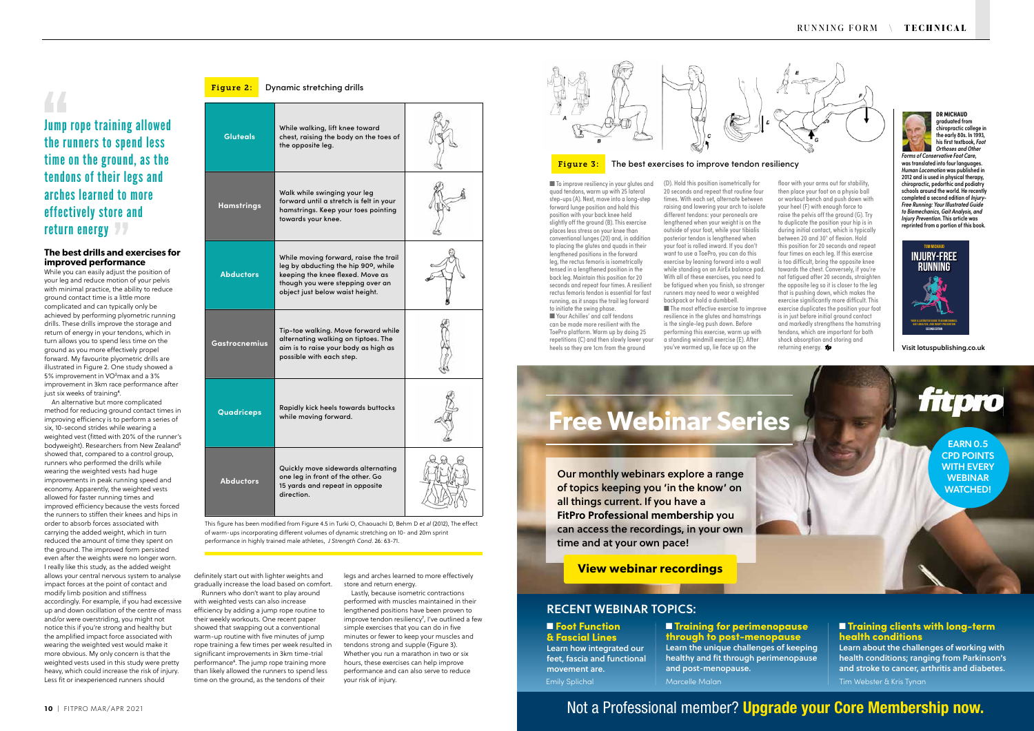> Jump rope training allowed the runners to spend less time on the ground, as the tendons of their legs and arches learned to more effectively store and return energy

### The best drills and exercises for improved performance

While you can easily adjust the position of your leg and reduce motion of your pelvis with minimal practice, the ability to reduce ground contact time is a little more complicated and can typically only be achieved by performing plyometric running drills. These drills improve the storage and return of energy in your tendons, which in turn allows you to spend less time on the ground as you more effectively propel forward. My favourite plyometric drills are illustrated in Figure 2. One study showed a 5% improvement in $VO^2$max and a 3% improvement in 3km race performance after just six weeks of training[4].

An alternative but more complicated method for reducing ground contact times in improving efficiency is to perform a series of six, 10-second strides while wearing a weighted vest (fitted with 20% of the runner's bodyweight). Researchers from New Zealand[5] showed that, compared to a control group, runners who performed the drills while wearing the weighted vests had huge improvements in peak running speed and economy. Apparently, the weighted vests allowed for faster running times and improved efficiency because the vests forced the runners to stiffen their knees and hips in order to absorb forces associated with carrying the added weight, which in turn reduced the amount of time they spent on the ground. The improved form persisted even after the weights were no longer worn. I really like this study, as the added weight allows your central nervous system to analyse impact forces at the point of contact and modify limb position and stiffness accordingly. For example, if you had excessive up and down oscillation of the centre of mass and/or were overstriding, you might not notice this if you're strong and healthy but the amplified impact force associated with wearing the weighted vest would make it more obvious. My only concern is that the weighted vests used in this study were pretty heavy, which could increase the risk of injury. Less fit or inexperienced runners should definitely start out with lighter weights and gradually increase the load based on comfort.

Runners who don't want to play around with weighted vests can also increase efficiency by adding a jump rope routine to their weekly workouts. One recent paper showed that swapping out a conventional warm-up routine with five minutes of jump rope training a few times per week resulted in significant improvements in 3km time-trial performance[6]. The jump rope training more than likely allowed the runners to spend less time on the ground, as the tendons of their legs and arches learned to more effectively store and return energy.

Lastly, because isometric contractions performed with muscles maintained in their lengthened positions have been proven to improve tendon resiliency[7], I've outlined a few simple exercises that you can do in five minutes or fewer to keep your muscles and tendons strong and supple (Figure 3). Whether you run a marathon in two or six hours, these exercises can help improve performance and can also serve to reduce your risk of injury.

**Figure 2:** Dynamic stretching drills

| | |
|---|---|
| **Gluteals** | While walking, lift knee toward chest, raising the body on the toes of the opposite leg. |
| **Hamstrings** | Walk while swinging your leg forward until a stretch is felt in your hamstrings. Keep your toes pointing towards your knee. |
| **Abductors** | While moving forward, raise the trail leg by abducting the hip 90º, while keeping the knee flexed. Move as though you were stepping over an object just below waist height. |
| **Gastrocnemius** | Tip-toe walking. Move forward while alternating walking on tiptoes. The aim is to raise your body as high as possible with each step. |
| **Quadriceps** | Rapidly kick heels towards buttocks while moving forward. |
| **Abductors** | Quickly move sidewards alternating one leg in front of the other. Go 15 yards and repeat in opposite direction. |

This figure has been modified from Figure 4.5 in Turki O, Chaouachi D, Behm D *et al* (2012), The effect of warm-ups incorporating different volumes of dynamic stretching on 10- and 20m sprint performance in highly trained male athletes, *J Strength Cond*. 26: 63-71.

**Figure 3:** The best exercises to improve tendon resiliency

■ To improve resiliency in your glutes and quad tendons, warm up with 25 lateral step-ups (A). Next, move into a long-step forward lunge position and hold this position with your back knee held slightly off the ground (B). This exercise places less stress on your knee than conventional lunges (20) and, in addition to placing the glutes and quads in their lengthened positions in the forward leg, the rectus femoris is isometrically tensed in a lengthened position in the back leg. Maintain this position for 20 seconds and repeat four times. A resilient rectus femoris tendon is essential for fast running, as it snaps the trail leg forward to initiate the swing phase.

■ Your Achilles' and calf tendons can be made more resilient with the ToePro platform. Warm up by doing 25 repetitions (C) and then slowly lower your heels so they are 1cm from the ground (D). Hold this position isometrically for 20 seconds and repeat that routine four times. With each set, alternate between raising and lowering your arch to isolate different tendons: your peroneals are lengthened when your weight is on the outside of your foot, while your tibialis posterior tendon is lengthened when your foot is rolled inward. If you don't want to use a ToePro, you can do this exercise by leaning forward into a wall while standing on an AirEx balance pad. With all of these exercises, you need to be fatigued when you finish, so stronger runners may need to wear a weighted backpack or hold a dumbbell.

■ The most effective exercise to improve resilience in the glutes and hamstrings is the single-leg push down. Before performing this exercise, warm up with a standing windmill exercise (E). After you've warmed up, lie face up on the floor with your arms out for stability, then place your foot on a physio ball or workout bench and push down with your heel (F) with enough force to raise the pelvis off the ground (G). Try to duplicate the position your hip is in during initial contact, which is typically between 20 and 30° of flexion. Hold this position for 20 seconds and repeat four times on each leg. If this exercise is too difficult, bring the opposite knee towards the chest. Conversely, if you're not fatigued after 20 seconds, straighten the opposite leg so it is closer to the leg that is pushing down, which makes the exercise significantly more difficult. This exercise duplicates the position your foot is in just before initial ground contact and markedly strengthens the hamstring tendons, which are important for both shock absorption and storing and returning energy.

**DR MICHAUD** graduated from chiropractic college in the early 80s. In 1993, his first textbook, *Foot Orthoses and Other Forms of Conservative Foot Care*, was translated into four languages. *Human Locomotion* was published in 2012 and is used in physical therapy, chiropractic, pedorthic and podiatry schools around the world. He recently completed a second edition of *Injury-Free Running: Your Illustrated Guide to Biomechanics, Gait Analysis, and Injury Prevention*. This article was reprinted from a portion of this book.

Visit lotuspublishing.co.uk

## Free Webinar Series

fitpro

EARN 0.5 CPD POINTS WITH EVERY WEBINAR WATCHED!

Our monthly webinars explore a range of topics keeping you 'in the know' on all things current. If you have a **FitPro Professional membership** you can access the recordings, in your own time and at your own pace!

**View webinar recordings**

### RECENT WEBINAR TOPICS:

■ **Foot Function & Fascial Lines**
Learn how integrated our feet, fascia and functional movement are.
Emily Splichal

■ **Training for perimenopause through to post-menopause**
Learn the unique challenges of keeping healthy and fit through perimenopause and post-menopause.
Marcelle Malan

■ **Training clients with long-term health conditions**
Learn about the challenges of working with health conditions; ranging from Parkinson's and stroke to cancer, arthritis and diabetes.
Tim Webster & Kris Tynan

Not a Professional member? **Upgrade your Core Membership now.**